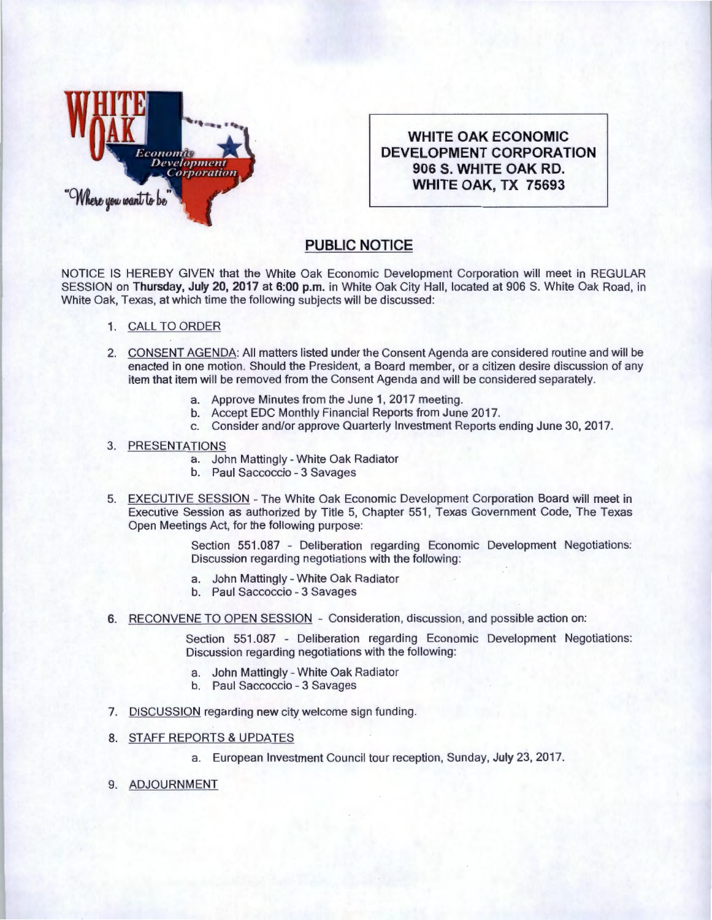**WHITE OAK ECONOMIC DEVELOPMENT CORPORATION**
**906 S. WHITE OAK RD.**
**WHITE OAK, TX 75693**

## PUBLIC NOTICE

NOTICE IS HEREBY GIVEN that the White Oak Economic Development Corporation will meet in REGULAR SESSION on **Thursday, July 20, 2017 at 6:00 p.m.** in White Oak City Hall, located at 906 S. White Oak Road, in White Oak, Texas, at which time the following subjects will be discussed:

1. CALL TO ORDER

2. CONSENT AGENDA: All matters listed under the Consent Agenda are considered routine and will be enacted in one motion. Should the President, a Board member, or a citizen desire discussion of any item that item will be removed from the Consent Agenda and will be considered separately.

   a. Approve Minutes from the June 1, 2017 meeting.
   b. Accept EDC Monthly Financial Reports from June 2017.
   c. Consider and/or approve Quarterly Investment Reports ending June 30, 2017.

3. PRESENTATIONS

   a. John Mattingly - White Oak Radiator
   b. Paul Saccoccio - 3 Savages

5. EXECUTIVE SESSION - The White Oak Economic Development Corporation Board will meet in Executive Session as authorized by Title 5, Chapter 551, Texas Government Code, The Texas Open Meetings Act, for the following purpose:

   Section 551.087 - Deliberation regarding Economic Development Negotiations: Discussion regarding negotiations with the following:

   a. John Mattingly - White Oak Radiator
   b. Paul Saccoccio - 3 Savages

6. RECONVENE TO OPEN SESSION - Consideration, discussion, and possible action on:

   Section 551.087 - Deliberation regarding Economic Development Negotiations: Discussion regarding negotiations with the following:

   a. John Mattingly - White Oak Radiator
   b. Paul Saccoccio - 3 Savages

7. DISCUSSION regarding new city welcome sign funding.

8. STAFF REPORTS & UPDATES

   a. European Investment Council tour reception, Sunday, July 23, 2017.

9. ADJOURNMENT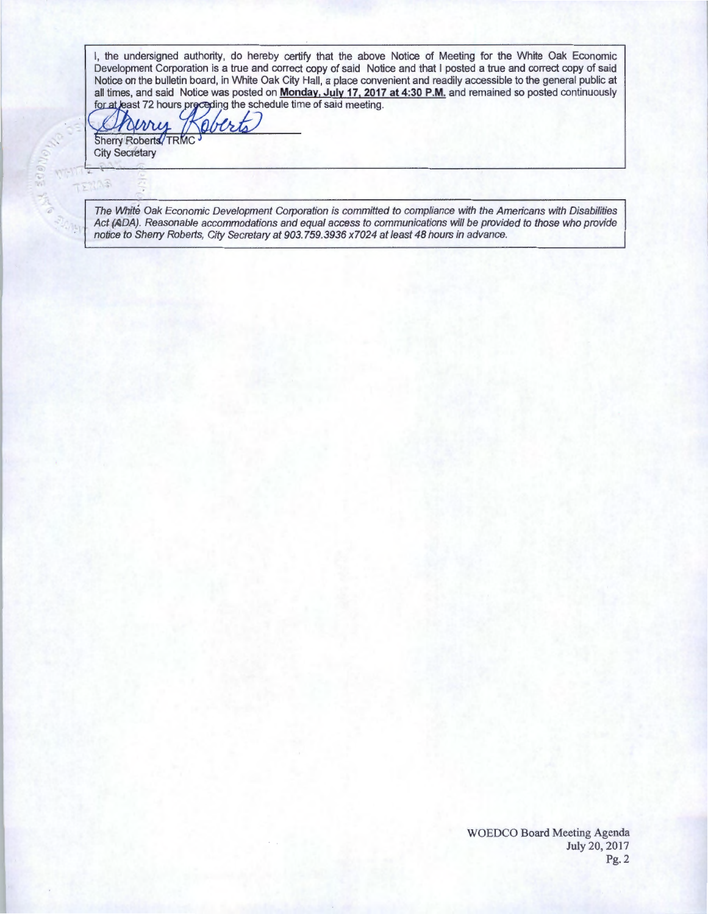I, the undersigned authority, do hereby certify that the above Notice of Meeting for the White Oak Economic Development Corporation is a true and correct copy of said Notice and that I posted a true and correct copy of said Notice on the bulletin board, in White Oak City Hall, a place convenient and readily accessible to the general public at all times, and said Notice was posted on **Monday, July 17, 2017 at 4:30 P.M.** and remained so posted continuously for at least 72 hours preceding the schedule time of said meeting.

Sherry Roberts, TRMC
City Secretary

*The White Oak Economic Development Corporation is committed to compliance with the Americans with Disabilities Act (ADA). Reasonable accommodations and equal access to communications will be provided to those who provide notice to Sherry Roberts, City Secretary at 903.759.3936 x7024 at least 48 hours in advance.*

WOEDCO Board Meeting Agenda
July 20, 2017